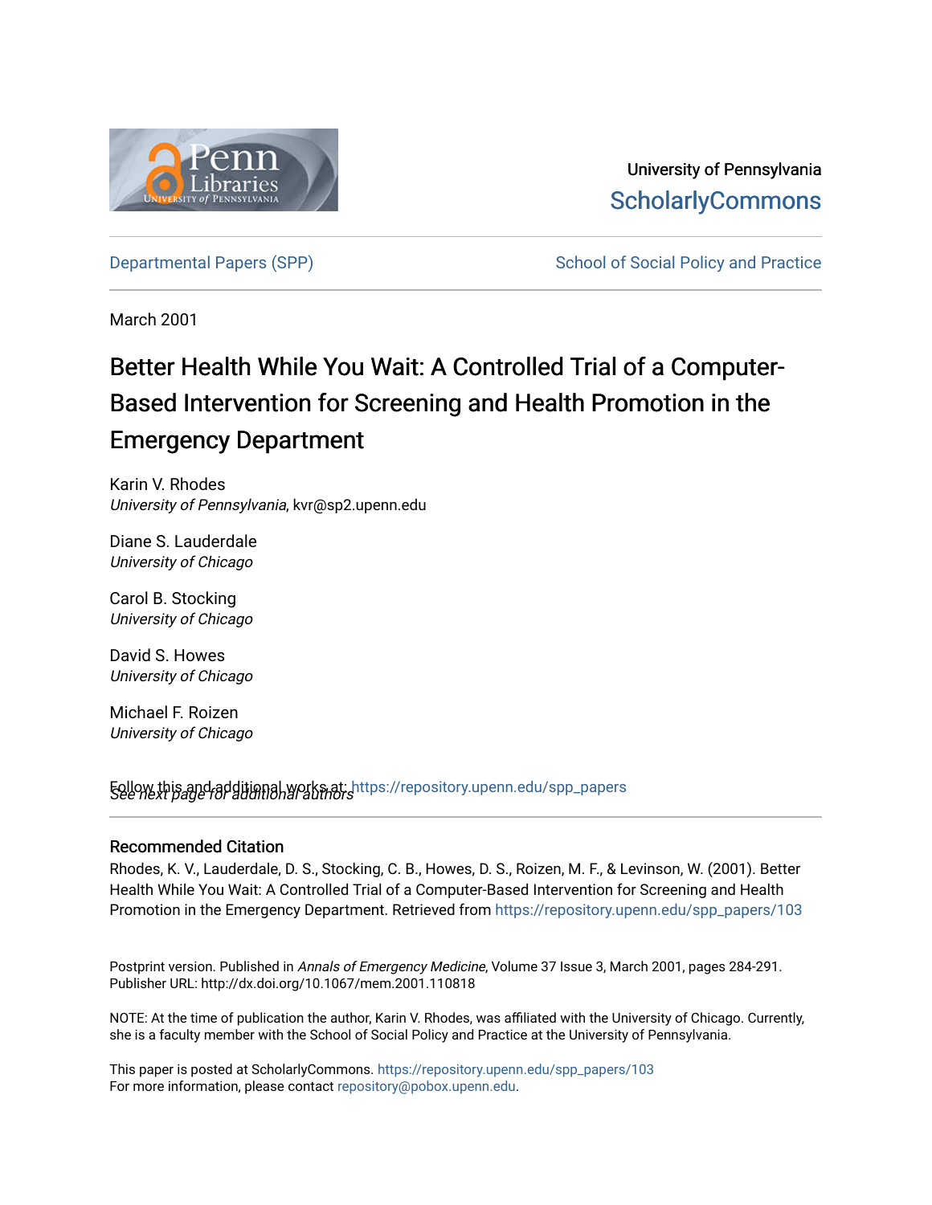University of Pennsylvania
ScholarlyCommons

Departmental Papers (SPP) | School of Social Policy and Practice

March 2001

# Better Health While You Wait: A Controlled Trial of a Computer-Based Intervention for Screening and Health Promotion in the Emergency Department

Karin V. Rhodes
*University of Pennsylvania*, kvr@sp2.upenn.edu

Diane S. Lauderdale
*University of Chicago*

Carol B. Stocking
*University of Chicago*

David S. Howes
*University of Chicago*

Michael F. Roizen
*University of Chicago*

*See next page for additional authors*

Follow this and additional works at: https://repository.upenn.edu/spp_papers

## Recommended Citation

Rhodes, K. V., Lauderdale, D. S., Stocking, C. B., Howes, D. S., Roizen, M. F., & Levinson, W. (2001). Better Health While You Wait: A Controlled Trial of a Computer-Based Intervention for Screening and Health Promotion in the Emergency Department. Retrieved from https://repository.upenn.edu/spp_papers/103

Postprint version. Published in *Annals of Emergency Medicine*, Volume 37 Issue 3, March 2001, pages 284-291.
Publisher URL: http://dx.doi.org/10.1067/mem.2001.110818

NOTE: At the time of publication the author, Karin V. Rhodes, was affiliated with the University of Chicago. Currently, she is a faculty member with the School of Social Policy and Practice at the University of Pennsylvania.

This paper is posted at ScholarlyCommons. https://repository.upenn.edu/spp_papers/103
For more information, please contact repository@pobox.upenn.edu.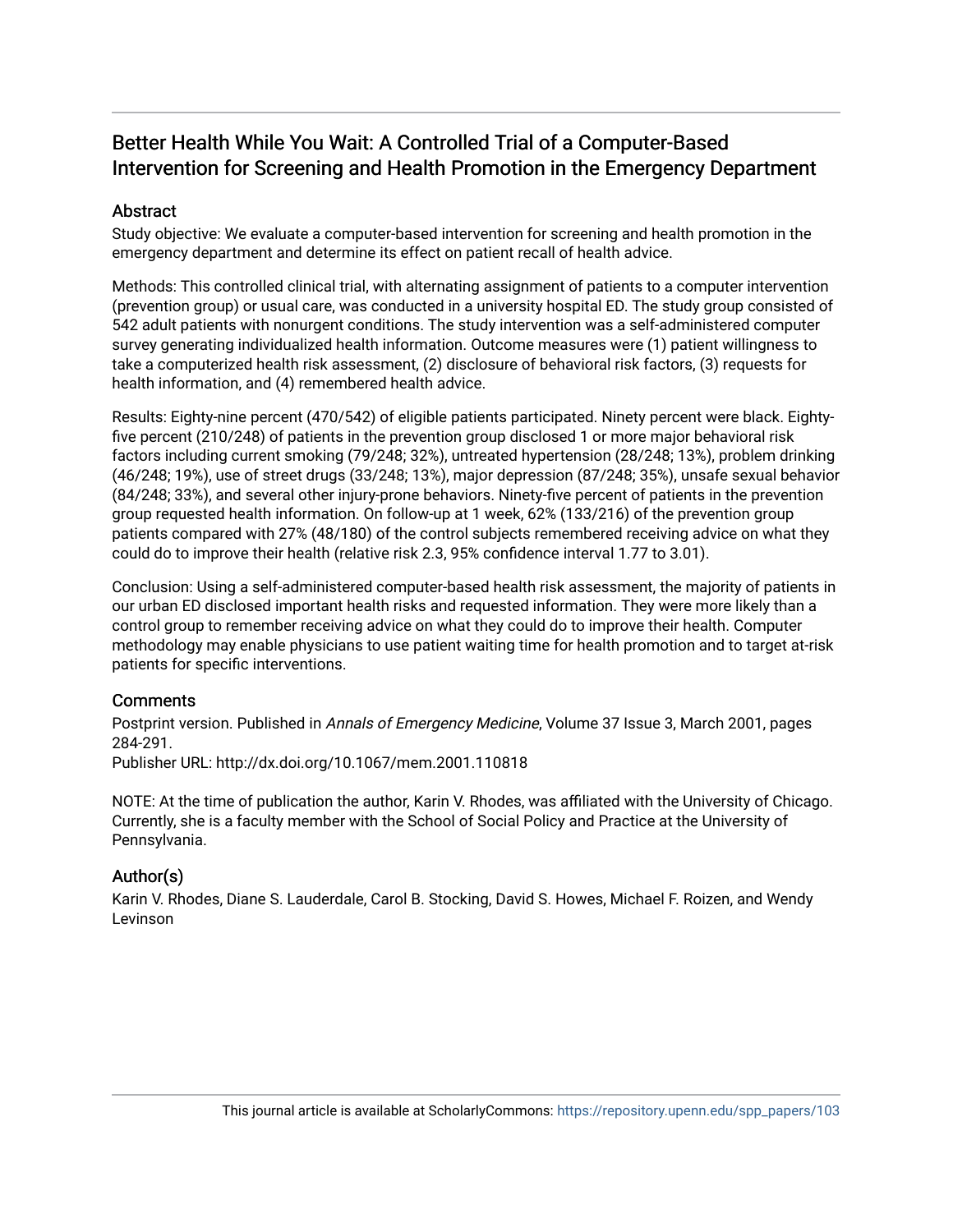# Better Health While You Wait: A Controlled Trial of a Computer-Based Intervention for Screening and Health Promotion in the Emergency Department

## Abstract

Study objective: We evaluate a computer-based intervention for screening and health promotion in the emergency department and determine its effect on patient recall of health advice.

Methods: This controlled clinical trial, with alternating assignment of patients to a computer intervention (prevention group) or usual care, was conducted in a university hospital ED. The study group consisted of 542 adult patients with nonurgent conditions. The study intervention was a self-administered computer survey generating individualized health information. Outcome measures were (1) patient willingness to take a computerized health risk assessment, (2) disclosure of behavioral risk factors, (3) requests for health information, and (4) remembered health advice.

Results: Eighty-nine percent (470/542) of eligible patients participated. Ninety percent were black. Eighty-five percent (210/248) of patients in the prevention group disclosed 1 or more major behavioral risk factors including current smoking (79/248; 32%), untreated hypertension (28/248; 13%), problem drinking (46/248; 19%), use of street drugs (33/248; 13%), major depression (87/248; 35%), unsafe sexual behavior (84/248; 33%), and several other injury-prone behaviors. Ninety-five percent of patients in the prevention group requested health information. On follow-up at 1 week, 62% (133/216) of the prevention group patients compared with 27% (48/180) of the control subjects remembered receiving advice on what they could do to improve their health (relative risk 2.3, 95% confidence interval 1.77 to 3.01).

Conclusion: Using a self-administered computer-based health risk assessment, the majority of patients in our urban ED disclosed important health risks and requested information. They were more likely than a control group to remember receiving advice on what they could do to improve their health. Computer methodology may enable physicians to use patient waiting time for health promotion and to target at-risk patients for specific interventions.

## Comments

Postprint version. Published in *Annals of Emergency Medicine*, Volume 37 Issue 3, March 2001, pages 284-291.
Publisher URL: http://dx.doi.org/10.1067/mem.2001.110818

NOTE: At the time of publication the author, Karin V. Rhodes, was affiliated with the University of Chicago. Currently, she is a faculty member with the School of Social Policy and Practice at the University of Pennsylvania.

## Author(s)

Karin V. Rhodes, Diane S. Lauderdale, Carol B. Stocking, David S. Howes, Michael F. Roizen, and Wendy Levinson

This journal article is available at ScholarlyCommons: https://repository.upenn.edu/spp_papers/103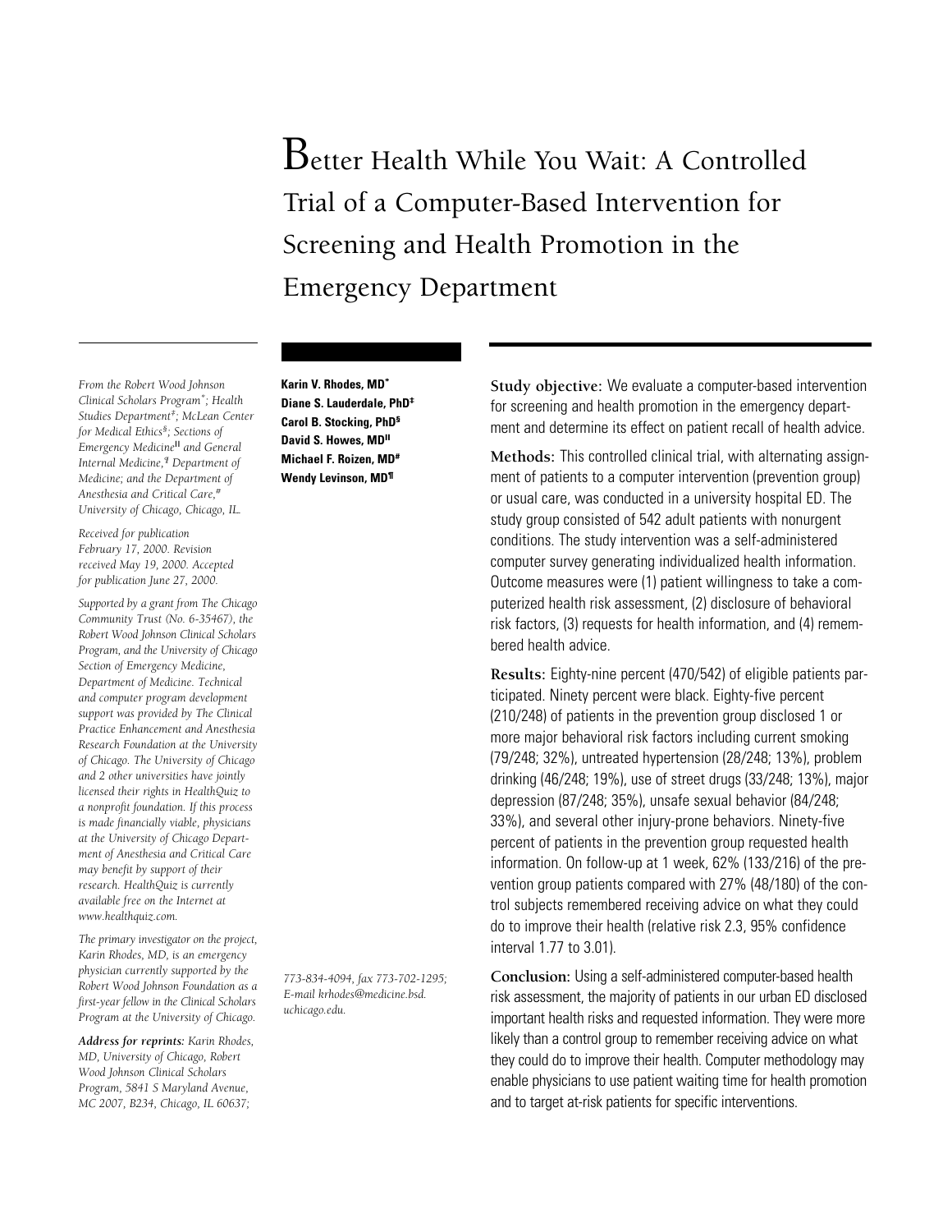# Better Health While You Wait: A Controlled Trial of a Computer-Based Intervention for Screening and Health Promotion in the Emergency Department

**Karin V. Rhodes, MD**[*]
**Diane S. Lauderdale, PhD**[‡]
**Carol B. Stocking, PhD**[§]
**David S. Howes, MD**[||]
**Michael F. Roizen, MD**[#]
**Wendy Levinson, MD**[¶]

*From the Robert Wood Johnson Clinical Scholars Program*[*]*; Health Studies Department*[‡]*; McLean Center for Medical Ethics*[§]*; Sections of Emergency Medicine*[||] *and General Internal Medicine,*[¶] *Department of Medicine; and the Department of Anesthesia and Critical Care,*[#] *University of Chicago, Chicago, IL.*

*Received for publication February 17, 2000. Revision received May 19, 2000. Accepted for publication June 27, 2000.*

*Supported by a grant from The Chicago Community Trust (No. 6-35467), the Robert Wood Johnson Clinical Scholars Program, and the University of Chicago Section of Emergency Medicine, Department of Medicine. Technical and computer program development support was provided by The Clinical Practice Enhancement and Anesthesia Research Foundation at the University of Chicago. The University of Chicago and 2 other universities have jointly licensed their rights in HealthQuiz to a nonprofit foundation. If this process is made financially viable, physicians at the University of Chicago Department of Anesthesia and Critical Care may benefit by support of their research. HealthQuiz is currently available free on the Internet at www.healthquiz.com.*

*The primary investigator on the project, Karin Rhodes, MD, is an emergency physician currently supported by the Robert Wood Johnson Foundation as a first-year fellow in the Clinical Scholars Program at the University of Chicago.*

***Address for reprints:** Karin Rhodes, MD, University of Chicago, Robert Wood Johnson Clinical Scholars Program, 5841 S Maryland Avenue, MC 2007, B234, Chicago, IL 60637; 773-834-4094, fax 773-702-1295; E-mail krhodes@medicine.bsd.uchicago.edu.*

**Study objective:** We evaluate a computer-based intervention for screening and health promotion in the emergency department and determine its effect on patient recall of health advice.

**Methods:** This controlled clinical trial, with alternating assignment of patients to a computer intervention (prevention group) or usual care, was conducted in a university hospital ED. The study group consisted of 542 adult patients with nonurgent conditions. The study intervention was a self-administered computer survey generating individualized health information. Outcome measures were (1) patient willingness to take a computerized health risk assessment, (2) disclosure of behavioral risk factors, (3) requests for health information, and (4) remembered health advice.

**Results:** Eighty-nine percent (470/542) of eligible patients participated. Ninety percent were black. Eighty-five percent (210/248) of patients in the prevention group disclosed 1 or more major behavioral risk factors including current smoking (79/248; 32%), untreated hypertension (28/248; 13%), problem drinking (46/248; 19%), use of street drugs (33/248; 13%), major depression (87/248; 35%), unsafe sexual behavior (84/248; 33%), and several other injury-prone behaviors. Ninety-five percent of patients in the prevention group requested health information. On follow-up at 1 week, 62% (133/216) of the prevention group patients compared with 27% (48/180) of the control subjects remembered receiving advice on what they could do to improve their health (relative risk 2.3, 95% confidence interval 1.77 to 3.01).

**Conclusion:** Using a self-administered computer-based health risk assessment, the majority of patients in our urban ED disclosed important health risks and requested information. They were more likely than a control group to remember receiving advice on what they could do to improve their health. Computer methodology may enable physicians to use patient waiting time for health promotion and to target at-risk patients for specific interventions.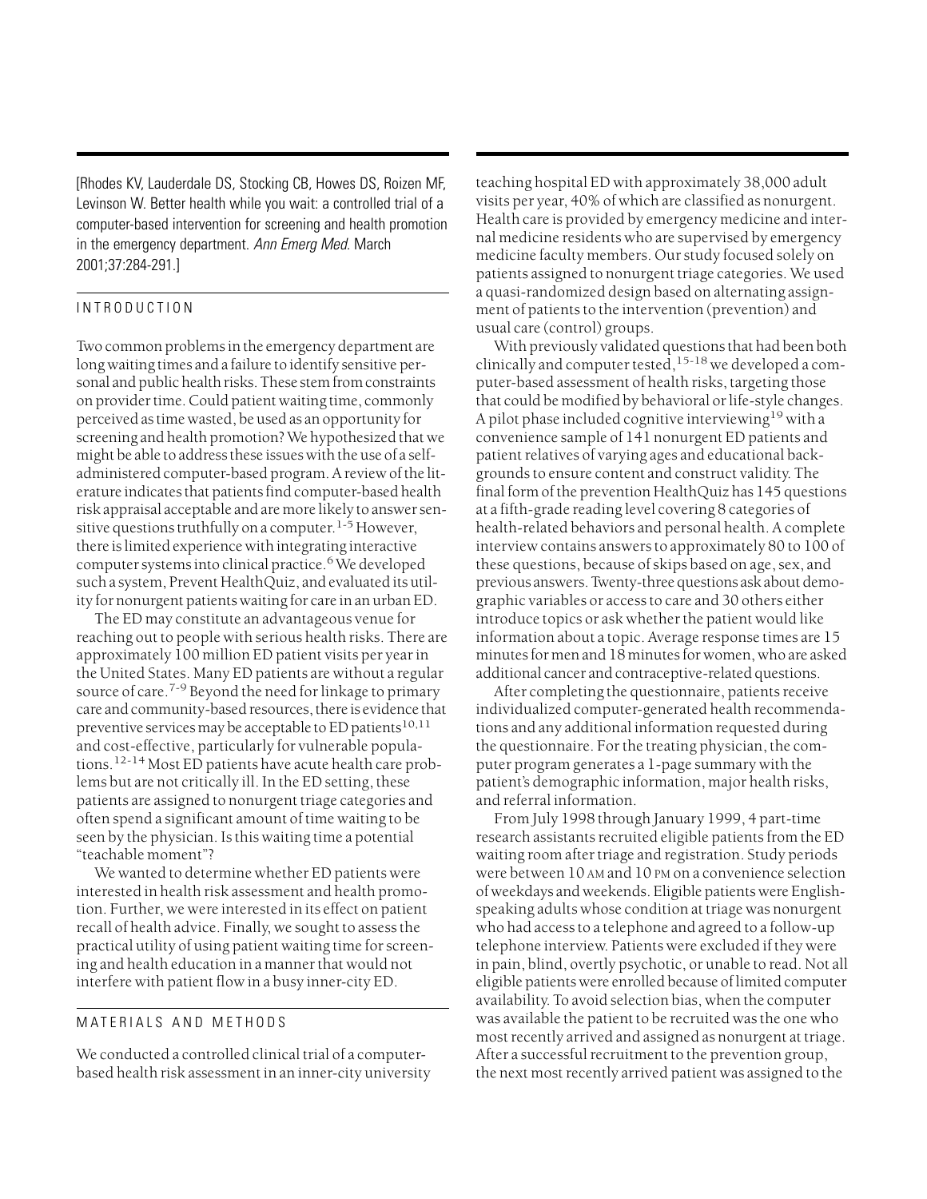[Rhodes KV, Lauderdale DS, Stocking CB, Howes DS, Roizen MF, Levinson W. Better health while you wait: a controlled trial of a computer-based intervention for screening and health promotion in the emergency department. *Ann Emerg Med*. March 2001;37:284-291.]

## INTRODUCTION

Two common problems in the emergency department are long waiting times and a failure to identify sensitive personal and public health risks. These stem from constraints on provider time. Could patient waiting time, commonly perceived as time wasted, be used as an opportunity for screening and health promotion? We hypothesized that we might be able to address these issues with the use of a self-administered computer-based program. A review of the literature indicates that patients find computer-based health risk appraisal acceptable and are more likely to answer sensitive questions truthfully on a computer.[1-5] However, there is limited experience with integrating interactive computer systems into clinical practice.[6] We developed such a system, Prevent HealthQuiz, and evaluated its utility for nonurgent patients waiting for care in an urban ED.

The ED may constitute an advantageous venue for reaching out to people with serious health risks. There are approximately 100 million ED patient visits per year in the United States. Many ED patients are without a regular source of care.[7-9] Beyond the need for linkage to primary care and community-based resources, there is evidence that preventive services may be acceptable to ED patients[10,11] and cost-effective, particularly for vulnerable populations.[12-14] Most ED patients have acute health care problems but are not critically ill. In the ED setting, these patients are assigned to nonurgent triage categories and often spend a significant amount of time waiting to be seen by the physician. Is this waiting time a potential "teachable moment"?

We wanted to determine whether ED patients were interested in health risk assessment and health promotion. Further, we were interested in its effect on patient recall of health advice. Finally, we sought to assess the practical utility of using patient waiting time for screening and health education in a manner that would not interfere with patient flow in a busy inner-city ED.

## MATERIALS AND METHODS

We conducted a controlled clinical trial of a computer-based health risk assessment in an inner-city university teaching hospital ED with approximately 38,000 adult visits per year, 40% of which are classified as nonurgent. Health care is provided by emergency medicine and internal medicine residents who are supervised by emergency medicine faculty members. Our study focused solely on patients assigned to nonurgent triage categories. We used a quasi-randomized design based on alternating assignment of patients to the intervention (prevention) and usual care (control) groups.

With previously validated questions that had been both clinically and computer tested,[15-18] we developed a computer-based assessment of health risks, targeting those that could be modified by behavioral or life-style changes. A pilot phase included cognitive interviewing[19] with a convenience sample of 141 nonurgent ED patients and patient relatives of varying ages and educational backgrounds to ensure content and construct validity. The final form of the prevention HealthQuiz has 145 questions at a fifth-grade reading level covering 8 categories of health-related behaviors and personal health. A complete interview contains answers to approximately 80 to 100 of these questions, because of skips based on age, sex, and previous answers. Twenty-three questions ask about demographic variables or access to care and 30 others either introduce topics or ask whether the patient would like information about a topic. Average response times are 15 minutes for men and 18 minutes for women, who are asked additional cancer and contraceptive-related questions.

After completing the questionnaire, patients receive individualized computer-generated health recommendations and any additional information requested during the questionnaire. For the treating physician, the computer program generates a 1-page summary with the patient's demographic information, major health risks, and referral information.

From July 1998 through January 1999, 4 part-time research assistants recruited eligible patients from the ED waiting room after triage and registration. Study periods were between 10 AM and 10 PM on a convenience selection of weekdays and weekends. Eligible patients were English-speaking adults whose condition at triage was nonurgent who had access to a telephone and agreed to a follow-up telephone interview. Patients were excluded if they were in pain, blind, overtly psychotic, or unable to read. Not all eligible patients were enrolled because of limited computer availability. To avoid selection bias, when the computer was available the patient to be recruited was the one who most recently arrived and assigned as nonurgent at triage. After a successful recruitment to the prevention group, the next most recently arrived patient was assigned to the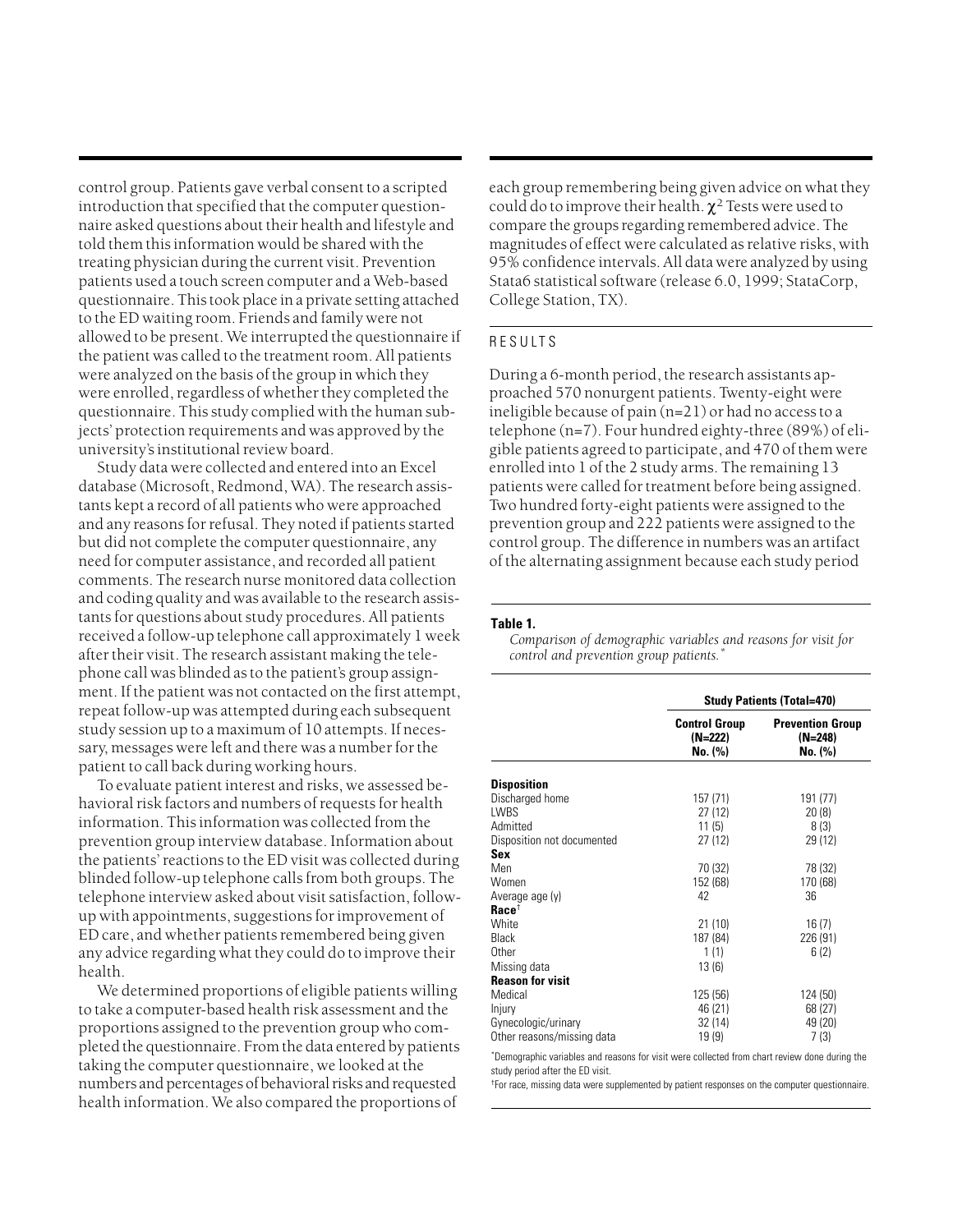control group. Patients gave verbal consent to a scripted introduction that specified that the computer questionnaire asked questions about their health and lifestyle and told them this information would be shared with the treating physician during the current visit. Prevention patients used a touch screen computer and a Web-based questionnaire. This took place in a private setting attached to the ED waiting room. Friends and family were not allowed to be present. We interrupted the questionnaire if the patient was called to the treatment room. All patients were analyzed on the basis of the group in which they were enrolled, regardless of whether they completed the questionnaire. This study complied with the human subjects' protection requirements and was approved by the university's institutional review board.

Study data were collected and entered into an Excel database (Microsoft, Redmond, WA). The research assistants kept a record of all patients who were approached and any reasons for refusal. They noted if patients started but did not complete the computer questionnaire, any need for computer assistance, and recorded all patient comments. The research nurse monitored data collection and coding quality and was available to the research assistants for questions about study procedures. All patients received a follow-up telephone call approximately 1 week after their visit. The research assistant making the telephone call was blinded as to the patient's group assignment. If the patient was not contacted on the first attempt, repeat follow-up was attempted during each subsequent study session up to a maximum of 10 attempts. If necessary, messages were left and there was a number for the patient to call back during working hours.

To evaluate patient interest and risks, we assessed behavioral risk factors and numbers of requests for health information. This information was collected from the prevention group interview database. Information about the patients' reactions to the ED visit was collected during blinded follow-up telephone calls from both groups. The telephone interview asked about visit satisfaction, follow-up with appointments, suggestions for improvement of ED care, and whether patients remembered being given any advice regarding what they could do to improve their health.

We determined proportions of eligible patients willing to take a computer-based health risk assessment and the proportions assigned to the prevention group who completed the questionnaire. From the data entered by patients taking the computer questionnaire, we looked at the numbers and percentages of behavioral risks and requested health information. We also compared the proportions of each group remembering being given advice on what they could do to improve their health. $\chi^2$ Tests were used to compare the groups regarding remembered advice. The magnitudes of effect were calculated as relative risks, with 95% confidence intervals. All data were analyzed by using Stata6 statistical software (release 6.0, 1999; StataCorp, College Station, TX).

## RESULTS

During a 6-month period, the research assistants approached 570 nonurgent patients. Twenty-eight were ineligible because of pain (n=21) or had no access to a telephone (n=7). Four hundred eighty-three (89%) of eligible patients agreed to participate, and 470 of them were enrolled into 1 of the 2 study arms. The remaining 13 patients were called for treatment before being assigned. Two hundred forty-eight patients were assigned to the prevention group and 222 patients were assigned to the control group. The difference in numbers was an artifact of the alternating assignment because each study period

**Table 1.**

*Comparison of demographic variables and reasons for visit for control and prevention group patients.*[*]

| | Study Patients (Total=470) | |
|---|---|---|
| | **Control Group (N=222) No. (%)** | **Prevention Group (N=248) No. (%)** |
| **Disposition** | | |
| Discharged home | 157 (71) | 191 (77) |
| LWBS | 27 (12) | 20 (8) |
| Admitted | 11 (5) | 8 (3) |
| Disposition not documented | 27 (12) | 29 (12) |
| **Sex** | | |
| Men | 70 (32) | 78 (32) |
| Women | 152 (68) | 170 (68) |
| Average age (y) | 42 | 36 |
| **Race**[†] | | |
| White | 21 (10) | 16 (7) |
| Black | 187 (84) | 226 (91) |
| Other | 1 (1) | 6 (2) |
| Missing data | 13 (6) | |
| **Reason for visit** | | |
| Medical | 125 (56) | 124 (50) |
| Injury | 46 (21) | 68 (27) |
| Gynecologic/urinary | 32 (14) | 49 (20) |
| Other reasons/missing data | 19 (9) | 7 (3) |

[*]Demographic variables and reasons for visit were collected from chart review done during the study period after the ED visit.

[†]For race, missing data were supplemented by patient responses on the computer questionnaire.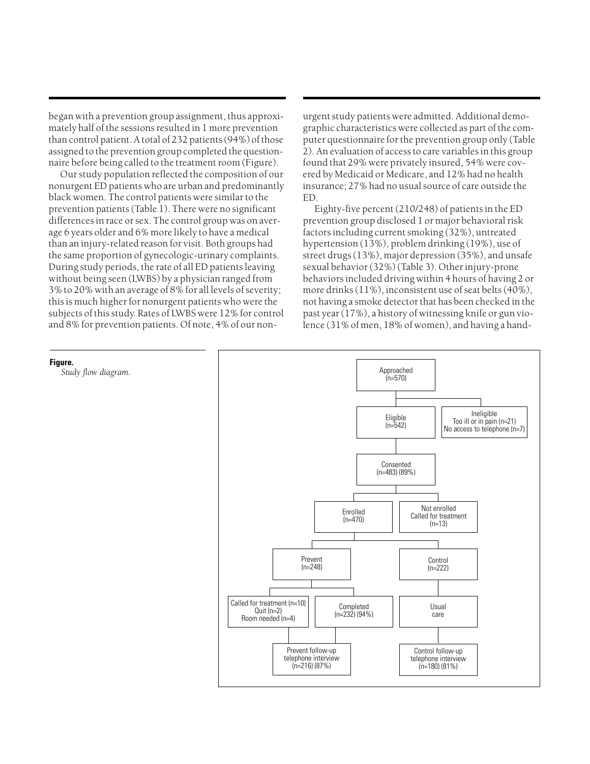began with a prevention group assignment, thus approximately half of the sessions resulted in 1 more prevention than control patient. A total of 232 patients (94%) of those assigned to the prevention group completed the questionnaire before being called to the treatment room (Figure).

Our study population reflected the composition of our nonurgent ED patients who are urban and predominantly black women. The control patients were similar to the prevention patients (Table 1). There were no significant differences in race or sex. The control group was on average 6 years older and 6% more likely to have a medical than an injury-related reason for visit. Both groups had the same proportion of gynecologic-urinary complaints. During study periods, the rate of all ED patients leaving without being seen (LWBS) by a physician ranged from 3% to 20% with an average of 8% for all levels of severity; this is much higher for nonurgent patients who were the subjects of this study. Rates of LWBS were 12% for control and 8% for prevention patients. Of note, 4% of our nonurgent study patients were admitted. Additional demographic characteristics were collected as part of the computer questionnaire for the prevention group only (Table 2). An evaluation of access to care variables in this group found that 29% were privately insured, 54% were covered by Medicaid or Medicare, and 12% had no health insurance; 27% had no usual source of care outside the ED.

Eighty-five percent (210/248) of patients in the ED prevention group disclosed 1 or major behavioral risk factors including current smoking (32%), untreated hypertension (13%), problem drinking (19%), use of street drugs (13%), major depression (35%), and unsafe sexual behavior (32%) (Table 3). Other injury-prone behaviors included driving within 4 hours of having 2 or more drinks (11%), inconsistent use of seat belts (40%), not having a smoke detector that has been checked in the past year (17%), a history of witnessing knife or gun violence (31% of men, 18% of women), and having a hand-

**Figure.**
*Study flow diagram.*

Approached (n=570)
- Eligible (n=542)
- Ineligible: Too ill or in pain (n=21); No access to telephone (n=7)

Consented (n=483) (89%)
- Enrolled (n=470)
- Not enrolled: Called for treatment (n=13)

Enrolled:
- Prevent (n=248)
  - Called for treatment (n=10); Quit (n=2); Room needed (n=4)
  - Completed (n=232) (94%)
  - Prevent follow-up telephone interview (n=216) (87%)
- Control (n=222)
  - Usual care
  - Control follow-up telephone interview (n=180) (81%)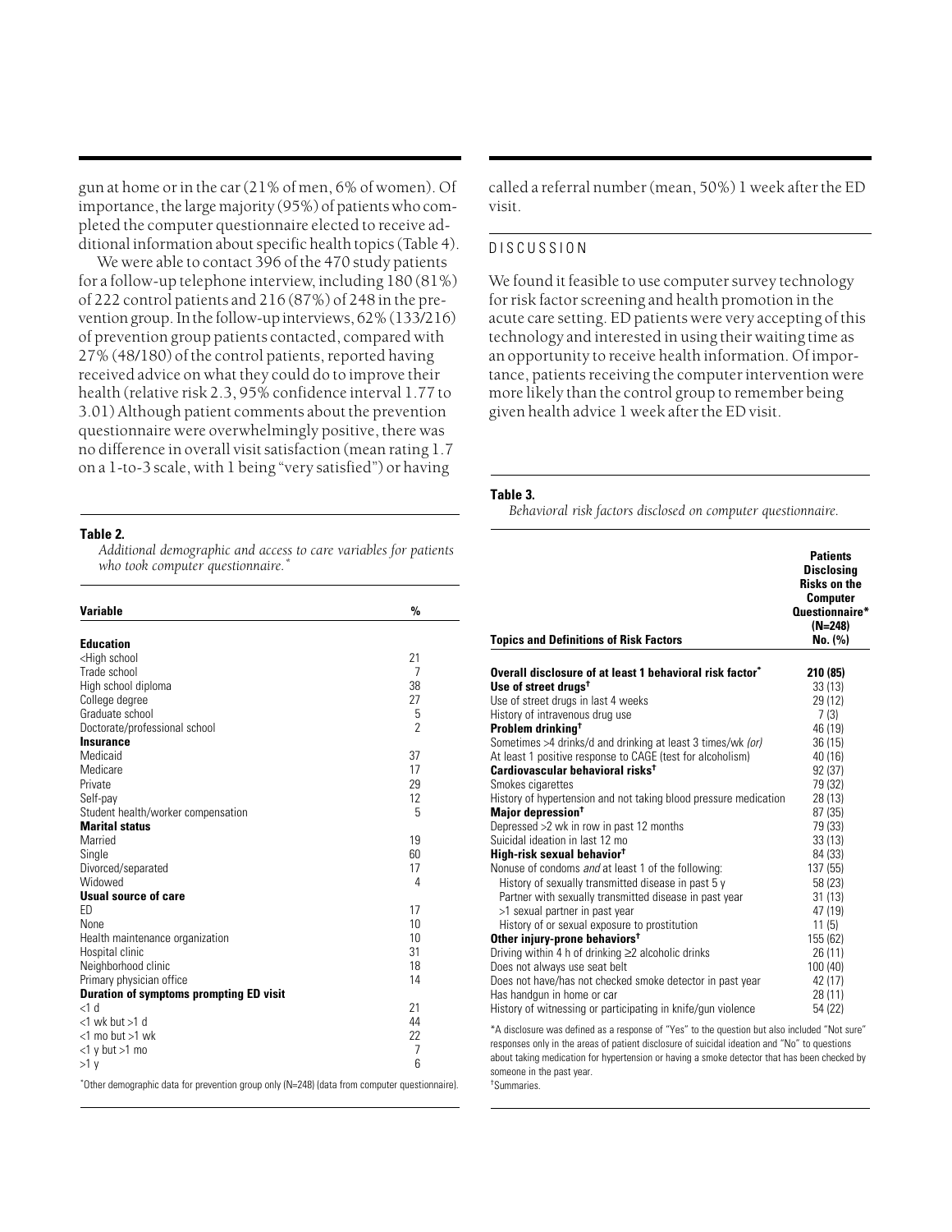gun at home or in the car (21% of men, 6% of women). Of importance, the large majority (95%) of patients who completed the computer questionnaire elected to receive additional information about specific health topics (Table 4).

We were able to contact 396 of the 470 study patients for a follow-up telephone interview, including 180 (81%) of 222 control patients and 216 (87%) of 248 in the prevention group. In the follow-up interviews, 62% (133/216) of prevention group patients contacted, compared with 27% (48/180) of the control patients, reported having received advice on what they could do to improve their health (relative risk 2.3, 95% confidence interval 1.77 to 3.01) Although patient comments about the prevention questionnaire were overwhelmingly positive, there was no difference in overall visit satisfaction (mean rating 1.7 on a 1-to-3 scale, with 1 being "very satisfied") or having called a referral number (mean, 50%) 1 week after the ED visit.

**Table 2.**
*Additional demographic and access to care variables for patients who took computer questionnaire.*[*]

| Variable | % |
|---|---|
| **Education** | |
| <High school | 21 |
| Trade school | 7 |
| High school diploma | 38 |
| College degree | 27 |
| Graduate school | 5 |
| Doctorate/professional school | 2 |
| **Insurance** | |
| Medicaid | 37 |
| Medicare | 17 |
| Private | 29 |
| Self-pay | 12 |
| Student health/worker compensation | 5 |
| **Marital status** | |
| Married | 19 |
| Single | 60 |
| Divorced/separated | 17 |
| Widowed | 4 |
| **Usual source of care** | |
| ED | 17 |
| None | 10 |
| Health maintenance organization | 10 |
| Hospital clinic | 31 |
| Neighborhood clinic | 18 |
| Primary physician office | 14 |
| **Duration of symptoms prompting ED visit** | |
| <1 d | 21 |
| <1 wk but >1 d | 44 |
| <1 mo but >1 wk | 22 |
| <1 y but >1 mo | 7 |
| >1 y | 6 |

[*]Other demographic data for prevention group only (N=248) (data from computer questionnaire).

## DISCUSSION

We found it feasible to use computer survey technology for risk factor screening and health promotion in the acute care setting. ED patients were very accepting of this technology and interested in using their waiting time as an opportunity to receive health information. Of importance, patients receiving the computer intervention were more likely than the control group to remember being given health advice 1 week after the ED visit.

**Table 3.**
*Behavioral risk factors disclosed on computer questionnaire.*

| Topics and Definitions of Risk Factors | Patients Disclosing Risks on the Computer Questionnaire* (N=248) No. (%) |
|---|---|
| **Overall disclosure of at least 1 behavioral risk factor*** | **210 (85)** |
| **Use of street drugs**† | 33 (13) |
| Use of street drugs in last 4 weeks | 29 (12) |
| History of intravenous drug use | 7 (3) |
| **Problem drinking**† | 46 (19) |
| Sometimes >4 drinks/d and drinking at least 3 times/wk *(or)* | 36 (15) |
| At least 1 positive response to CAGE (test for alcoholism) | 40 (16) |
| **Cardiovascular behavioral risks**† | 92 (37) |
| Smokes cigarettes | 79 (32) |
| History of hypertension and not taking blood pressure medication | 28 (13) |
| **Major depression**† | 87 (35) |
| Depressed >2 wk in row in past 12 months | 79 (33) |
| Suicidal ideation in last 12 mo | 33 (13) |
| **High-risk sexual behavior**† | 84 (33) |
| Nonuse of condoms *and* at least 1 of the following: | 137 (55) |
| History of sexually transmitted disease in past 5 y | 58 (23) |
| Partner with sexually transmitted disease in past year | 31 (13) |
| >1 sexual partner in past year | 47 (19) |
| History of or sexual exposure to prostitution | 11 (5) |
| **Other injury-prone behaviors**† | 155 (62) |
| Driving within 4 h of drinking ≥2 alcoholic drinks | 26 (11) |
| Does not always use seat belt | 100 (40) |
| Does not have/has not checked smoke detector in past year | 42 (17) |
| Has handgun in home or car | 28 (11) |
| History of witnessing or participating in knife/gun violence | 54 (22) |

*A disclosure was defined as a response of "Yes" to the question but also included "Not sure" responses only in the areas of patient disclosure of suicidal ideation and "No" to questions about taking medication for hypertension or having a smoke detector that has been checked by someone in the past year.
†Summaries.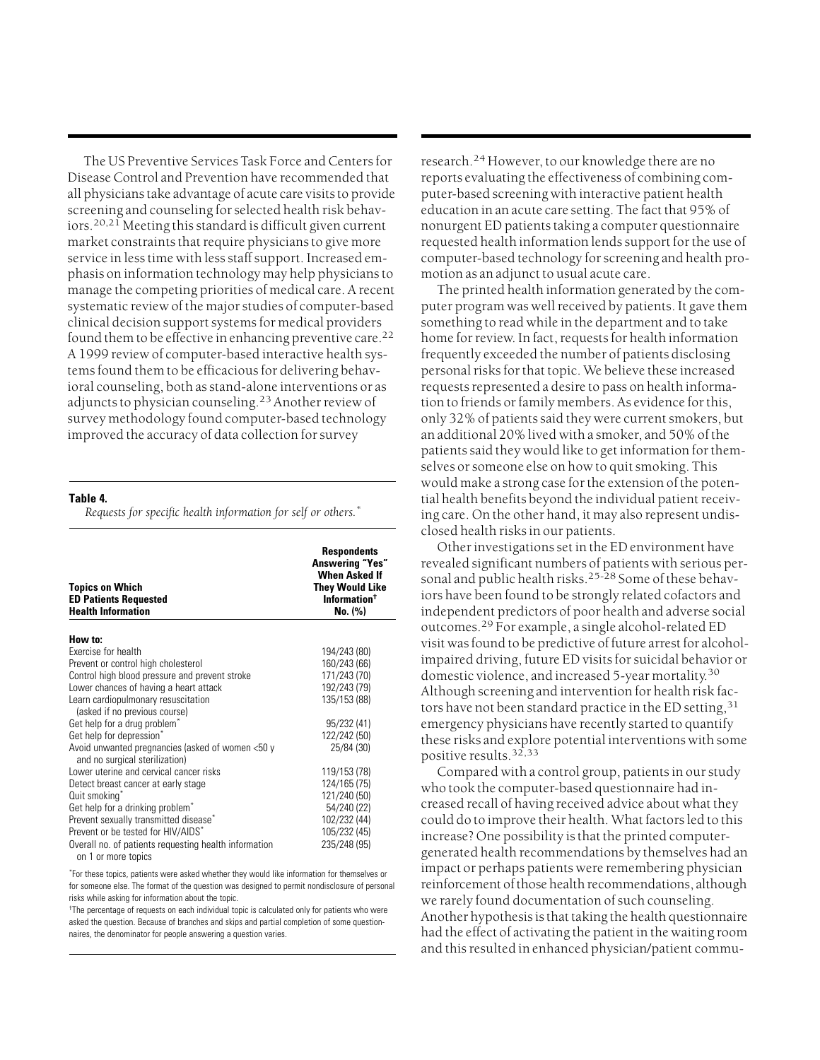The US Preventive Services Task Force and Centers for Disease Control and Prevention have recommended that all physicians take advantage of acute care visits to provide screening and counseling for selected health risk behaviors.[20,21] Meeting this standard is difficult given current market constraints that require physicians to give more service in less time with less staff support. Increased emphasis on information technology may help physicians to manage the competing priorities of medical care. A recent systematic review of the major studies of computer-based clinical decision support systems for medical providers found them to be effective in enhancing preventive care.[22] A 1999 review of computer-based interactive health systems found them to be efficacious for delivering behavioral counseling, both as stand-alone interventions or as adjuncts to physician counseling.[23] Another review of survey methodology found computer-based technology improved the accuracy of data collection for survey research.[24] However, to our knowledge there are no reports evaluating the effectiveness of combining computer-based screening with interactive patient health education in an acute care setting. The fact that 95% of nonurgent ED patients taking a computer questionnaire requested health information lends support for the use of computer-based technology for screening and health promotion as an adjunct to usual acute care.

**Table 4.**
*Requests for specific health information for self or others.**

| Topics on Which ED Patients Requested Health Information | Respondents Answering "Yes" When Asked If They Would Like Information† No. (%) |
|---|---|
| **How to:** | |
| Exercise for health | 194/243 (80) |
| Prevent or control high cholesterol | 160/243 (66) |
| Control high blood pressure and prevent stroke | 171/243 (70) |
| Lower chances of having a heart attack | 192/243 (79) |
| Learn cardiopulmonary resuscitation (asked if no previous course) | 135/153 (88) |
| Get help for a drug problem* | 95/232 (41) |
| Get help for depression* | 122/242 (50) |
| Avoid unwanted pregnancies (asked of women <50 y and no surgical sterilization) | 25/84 (30) |
| Lower uterine and cervical cancer risks | 119/153 (78) |
| Detect breast cancer at early stage | 124/165 (75) |
| Quit smoking* | 121/240 (50) |
| Get help for a drinking problem* | 54/240 (22) |
| Prevent sexually transmitted disease* | 102/232 (44) |
| Prevent or be tested for HIV/AIDS* | 105/232 (45) |
| Overall no. of patients requesting health information on 1 or more topics | 235/248 (95) |

*For these topics, patients were asked whether they would like information for themselves or for someone else. The format of the question was designed to permit nondisclosure of personal risks while asking for information about the topic.

†The percentage of requests on each individual topic is calculated only for patients who were asked the question. Because of branches and skips and partial completion of some questionnaires, the denominator for people answering a question varies.

The printed health information generated by the computer program was well received by patients. It gave them something to read while in the department and to take home for review. In fact, requests for health information frequently exceeded the number of patients disclosing personal risks for that topic. We believe these increased requests represented a desire to pass on health information to friends or family members. As evidence for this, only 32% of patients said they were current smokers, but an additional 20% lived with a smoker, and 50% of the patients said they would like to get information for themselves or someone else on how to quit smoking. This would make a strong case for the extension of the potential health benefits beyond the individual patient receiving care. On the other hand, it may also represent undisclosed health risks in our patients.

Other investigations set in the ED environment have revealed significant numbers of patients with serious personal and public health risks.[25-28] Some of these behaviors have been found to be strongly related cofactors and independent predictors of poor health and adverse social outcomes.[29] For example, a single alcohol-related ED visit was found to be predictive of future arrest for alcohol-impaired driving, future ED visits for suicidal behavior or domestic violence, and increased 5-year mortality.[30] Although screening and intervention for health risk factors have not been standard practice in the ED setting,[31] emergency physicians have recently started to quantify these risks and explore potential interventions with some positive results.[32,33]

Compared with a control group, patients in our study who took the computer-based questionnaire had increased recall of having received advice about what they could do to improve their health. What factors led to this increase? One possibility is that the printed computer-generated health recommendations by themselves had an impact or perhaps patients were remembering physician reinforcement of those health recommendations, although we rarely found documentation of such counseling. Another hypothesis is that taking the health questionnaire had the effect of activating the patient in the waiting room and this resulted in enhanced physician/patient commu-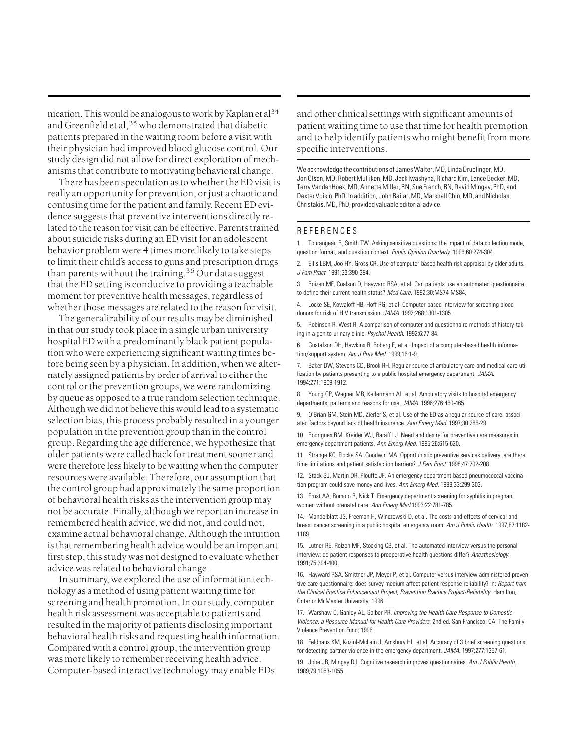nication. This would be analogous to work by Kaplan et al[34] and Greenfield et al,[35] who demonstrated that diabetic patients prepared in the waiting room before a visit with their physician had improved blood glucose control. Our study design did not allow for direct exploration of mechanisms that contribute to motivating behavioral change.

There has been speculation as to whether the ED visit is really an opportunity for prevention, or just a chaotic and confusing time for the patient and family. Recent ED evidence suggests that preventive interventions directly related to the reason for visit can be effective. Parents trained about suicide risks during an ED visit for an adolescent behavior problem were 4 times more likely to take steps to limit their child's access to guns and prescription drugs than parents without the training.[36] Our data suggest that the ED setting is conducive to providing a teachable moment for preventive health messages, regardless of whether those messages are related to the reason for visit.

The generalizability of our results may be diminished in that our study took place in a single urban university hospital ED with a predominantly black patient population who were experiencing significant waiting times before being seen by a physician. In addition, when we alternately assigned patients by order of arrival to either the control or the prevention groups, we were randomizing by queue as opposed to a true random selection technique. Although we did not believe this would lead to a systematic selection bias, this process probably resulted in a younger population in the prevention group than in the control group. Regarding the age difference, we hypothesize that older patients were called back for treatment sooner and were therefore less likely to be waiting when the computer resources were available. Therefore, our assumption that the control group had approximately the same proportion of behavioral health risks as the intervention group may not be accurate. Finally, although we report an increase in remembered health advice, we did not, and could not, examine actual behavioral change. Although the intuition is that remembering health advice would be an important first step, this study was not designed to evaluate whether advice was related to behavioral change.

In summary, we explored the use of information technology as a method of using patient waiting time for screening and health promotion. In our study, computer health risk assessment was acceptable to patients and resulted in the majority of patients disclosing important behavioral health risks and requesting health information. Compared with a control group, the intervention group was more likely to remember receiving health advice. Computer-based interactive technology may enable EDs and other clinical settings with significant amounts of patient waiting time to use that time for health promotion and to help identify patients who might benefit from more specific interventions.

We acknowledge the contributions of James Walter, MD, Linda Druelinger, MD, Jon Olsen, MD, Robert Mulliken, MD, Jack Iwashyna, Richard Kim, Lance Becker, MD, Terry VandenHoek, MD, Annette Miller, RN, Sue French, RN, David Mingay, PhD, and Dexter Voisin, PhD. In addition, John Bailar, MD, Marshall Chin, MD, and Nicholas Christakis, MD, PhD, provided valuable editorial advice.

## REFERENCES

1. Tourangeau R, Smith TW. Asking sensitive questions: the impact of data collection mode, question format, and question context. *Public Opinion Quarterly*. 1996;60:274-304.

2. Ellis LBM, Joo HY, Gross CR. Use of computer-based health risk appraisal by older adults. *J Fam Pract*. 1991;33:390-394.

3. Roizen MF, Coalson D, Hayward RSA, et al. Can patients use an automated questionnaire to define their current health status? *Med Care*. 1992;30:MS74-MS84.

4. Locke SE, Kowaloff HB, Hoff RG, et al. Computer-based interview for screening blood donors for risk of HIV transmission. *JAMA*. 1992;268:1301-1305.

5. Robinson R, West R. A comparison of computer and questionnaire methods of history-taking in a genito-urinary clinic. *Psychol Health*. 1992;6:77-84.

6. Gustafson DH, Hawkins R, Boberg E, et al. Impact of a computer-based health information/support system. *Am J Prev Med*. 1999;16:1-9.

7. Baker DW, Stevens CD, Brook RH. Regular source of ambulatory care and medical care utilization by patients presenting to a public hospital emergency department. *JAMA*. 1994;271:1909-1912.

8. Young GP, Wagner MB, Kellermann AL, et al. Ambulatory visits to hospital emergency departments, patterns and reasons for use. *JAMA*. 1996;276:460-465.

9. O'Brian GM, Stein MD, Zierler S, et al. Use of the ED as a regular source of care: associated factors beyond lack of health insurance. *Ann Emerg Med*. 1997;30:286-29.

10. Rodrigues RM, Kreider WJ, Baraff LJ. Need and desire for preventive care measures in emergency department patients. *Ann Emerg Med*. 1995;26:615-620.

11. Strange KC, Flocke SA, Goodwin MA. Opportunistic preventive services delivery: are there time limitations and patient satisfaction barriers? *J Fam Pract*. 1998;47:202-208.

12. Stack SJ, Martin DR, Plouffe JF. An emergency department-based pneumococcal vaccination program could save money and lives. *Ann Emerg Med*. 1999;33:299-303.

13. Ernst AA, Romolo R, Nick T. Emergency department screening for syphilis in pregnant women without prenatal care. *Ann Emerg Med* 1993;22:781-785.

14. Mandelblatt JS, Freeman H, Winczewski D, et al. The costs and effects of cervical and breast cancer screening in a public hospital emergency room. *Am J Public Health*. 1997;87:1182-1189.

15. Lutner RE, Roizen MF, Stocking CB, et al. The automated interview versus the personal interview: do patient responses to preoperative health questions differ? *Anesthesiology*. 1991;75:394-400.

16. Hayward RSA, Smittner JP, Meyer P, et al. Computer versus interview administered preventive care questionnaire: does survey medium affect patient response reliability? In: *Report from the Clinical Practice Enhancement Project, Prevention Practice Project-Reliability*. Hamilton, Ontario: McMaster University; 1996.

17. Warshaw C, Ganley AL, Salber PR. *Improving the Health Care Response to Domestic Violence: a Resource Manual for Health Care Providers*. 2nd ed. San Francisco, CA: The Family Violence Prevention Fund; 1996.

18. Feldhaus KM, Koziol-McLain J, Amsbury HL, et al. Accuracy of 3 brief screening questions for detecting partner violence in the emergency department. *JAMA*. 1997;277:1357-61.

19. Jobe JB, Mingay DJ. Cognitive research improves questionnaires. *Am J Public Health*. 1989;79:1053-1055.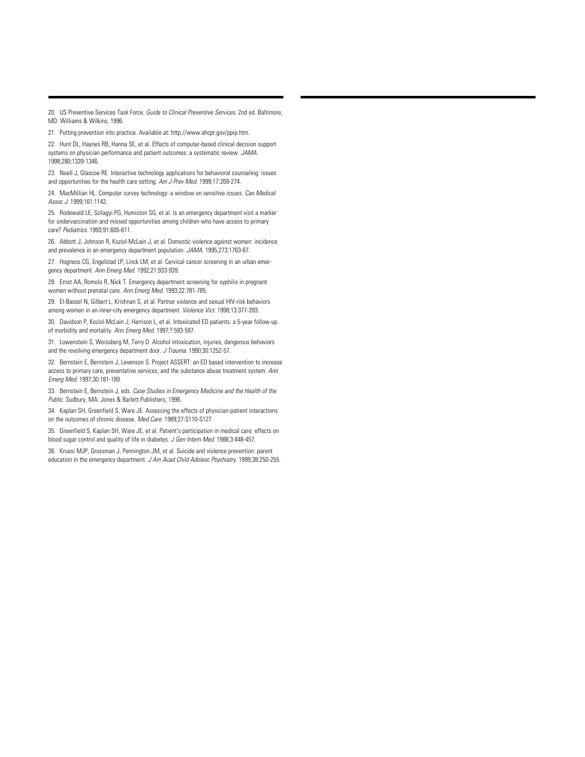20. US Preventive Services Task Force. *Guide to Clinical Preventive Services*. 2nd ed. Baltimore, MD: Williams & Wilkins; 1996.

21. Putting prevention into practice. Available at: http://www.ahcpr.gov/ppip.htm.

22. Hunt DL, Haynes RB, Hanna SE, et al. Effects of computer-based clinical decision support systems on physician performance and patient outcomes: a systematic review. *JAMA*. 1998;280:1339-1346.

23. Noell J, Glascoe RE. Interactive technology applications for behavioral counseling: issues and opportunities for the health care setting. *Am J Prev Med*. 1999;17:269-274.

24. MacMillian HL. Computer survey technology: a window on sensitive issues. *Can Medical Assoc J*. 1999;161:1142.

25. Rodewald LE, Szilagyi PG, Humiston SG, et al. Is an emergency department visit a marker for undervaccination and missed opportunities among children who have access to primary care? *Pediatrics*. 1993;91:605-611.

26. Abbott J, Johnson R, Koziol-McLain J, et al. Domestic violence against women: incidence and prevalence in an emergency department population. *JAMA*. 1995;273:1763-67.

27. Hogness CG, Engelstad LP, Linck LM, et al. Cervical cancer screening in an urban emergency department. *Ann Emerg Med*. 1992;21:933-939.

28. Ernst AA, Romolo R, Nick T. Emergency department screening for syphilis in pregnant women without prenatal care. *Ann Emerg Med*. 1993;22:781-785.

29. El-Bassel N, Gilbert L, Krishnan S, et al. Partner violence and sexual HIV-risk behaviors among women in an inner-city emergency department. *Violence Vict*. 1998;13:377-393.

30. Davidson P, Koziol-McLain J, Harrison L, et al. Intoxicated ED patients: a 5-year follow-up of morbidity and mortality. *Ann Emerg Med*. 1997;?:593-597.

31. Lowenstein S, Weissberg M, Terry D. Alcohol intoxication, injuries, dangerous behaviors and the revolving emergency department door. *J Trauma*. 1990;30:1252-57.

32. Bernstein E, Bernstein J, Levenson S. Project ASSERT: an ED based intervention to increase access to primary care, preventative services, and the substance abuse treatment system. *Ann Emerg Med*. 1997;30:181-189.

33. Bernstein E, Bernstein J, eds. *Case Studies in Emergency Medicine and the Health of the Public*. Sudbury, MA: Jones & Barlett Publishers; 1996.

34. Kaplan SH, Greenfield S, Ware JE. Assessing the effects of physician-patient interactions on the outcomes of chronic disease. *Med Care*. 1989;27:S110-S127.

35. Greenfield S, Kaplan SH, Ware JE, et al. Patient's participation in medical care: effects on blood sugar control and quality of life in diabetes. *J Gen Intern Med*. 1988;3:448-457.

36. Kruesi MJP, Grossman J, Pennington JM, et al. Suicide and violence prevention: parent education in the emergency department. *J Am Acad Child Adolesc Psychiatry*. 1999;38:250-255.